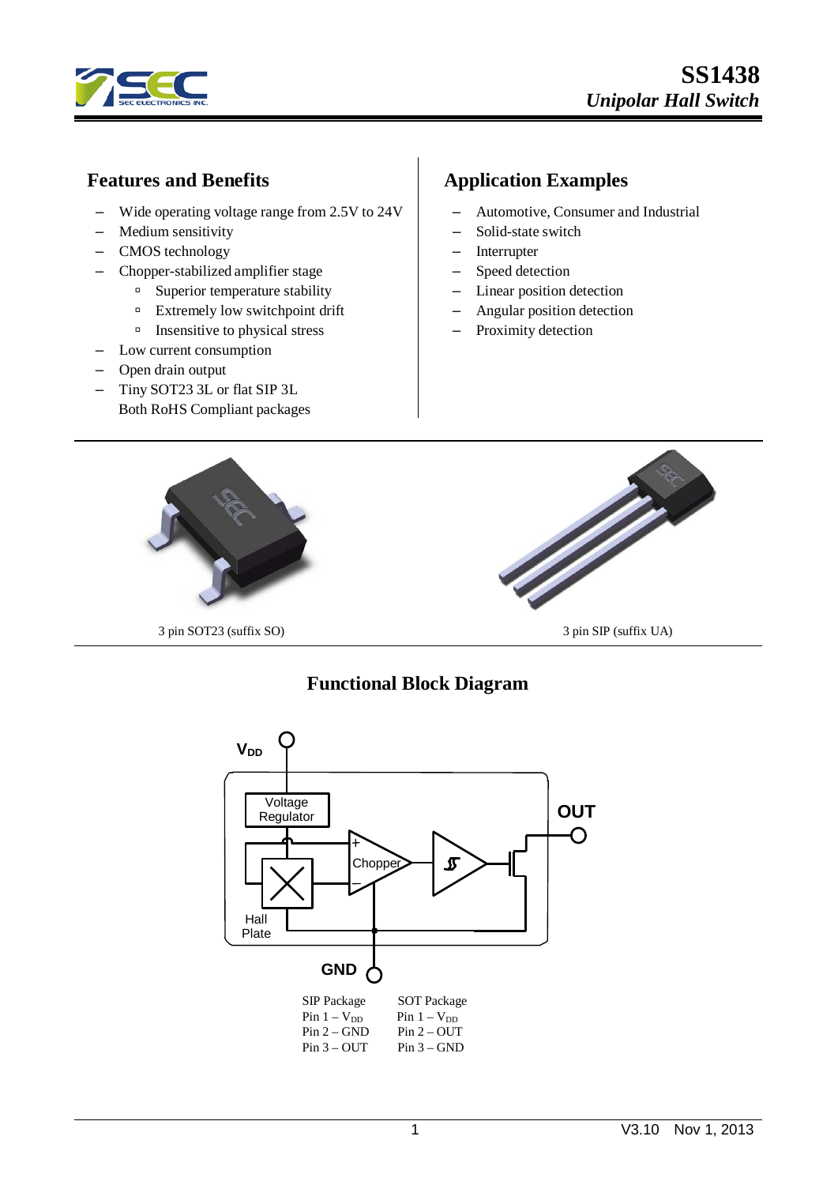# SS1438

*Unipolar Hall Switch*

## Features and Benefits

- Wide operating voltage range from 2.5V to 24V
- Medium sensitivity
- CMOS technology
- Chopper-stabilized amplifier stage
  - Superior temperature stability
  - Extremely low switchpoint drift
  - Insensitive to physical stress
- Low current consumption
- Open drain output
- Tiny SOT23 3L or flat SIP 3L
  Both RoHS Compliant packages

## Application Examples

- Automotive, Consumer and Industrial
- Solid-state switch
- Interrupter
- Speed detection
- Linear position detection
- Angular position detection
- Proximity detection

3 pin SOT23 (suffix SO)

3 pin SIP (suffix UA)

## Functional Block Diagram

SIP Package
Pin 1 – $V_{DD}$
Pin 2 – GND
Pin 3 – OUT

SOT Package
Pin 1 – $V_{DD}$
Pin 2 – OUT
Pin 3 – GND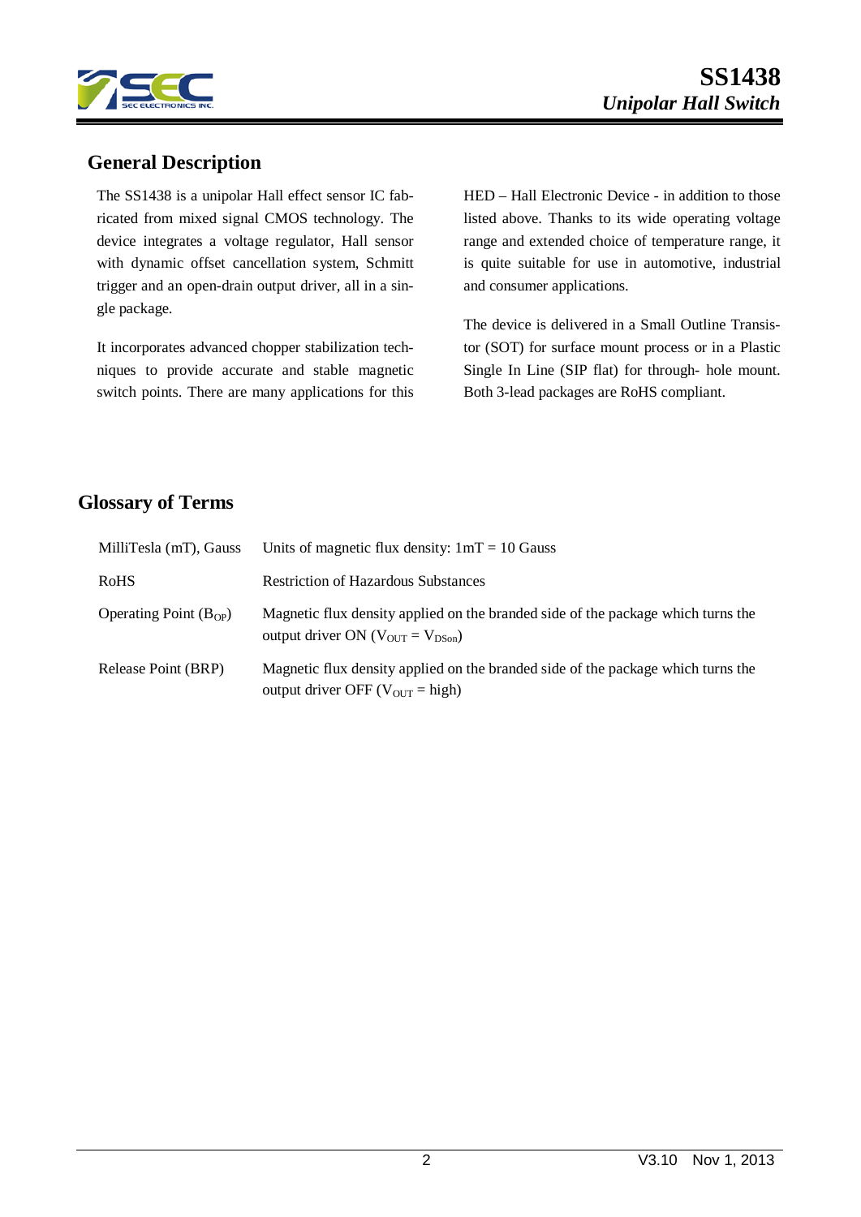## General Description

The SS1438 is a unipolar Hall effect sensor IC fabricated from mixed signal CMOS technology. The device integrates a voltage regulator, Hall sensor with dynamic offset cancellation system, Schmitt trigger and an open-drain output driver, all in a single package.

It incorporates advanced chopper stabilization techniques to provide accurate and stable magnetic switch points. There are many applications for this HED – Hall Electronic Device - in addition to those listed above. Thanks to its wide operating voltage range and extended choice of temperature range, it is quite suitable for use in automotive, industrial and consumer applications.

The device is delivered in a Small Outline Transistor (SOT) for surface mount process or in a Plastic Single In Line (SIP flat) for through- hole mount. Both 3-lead packages are RoHS compliant.

## Glossary of Terms

| | |
|---|---|
| MilliTesla (mT), Gauss | Units of magnetic flux density: 1mT = 10 Gauss |
| RoHS | Restriction of Hazardous Substances |
| Operating Point ($B_{OP}$) | Magnetic flux density applied on the branded side of the package which turns the output driver ON ($V_{OUT} = V_{DSon}$) |
| Release Point (BRP) | Magnetic flux density applied on the branded side of the package which turns the output driver OFF ($V_{OUT}$ = high) |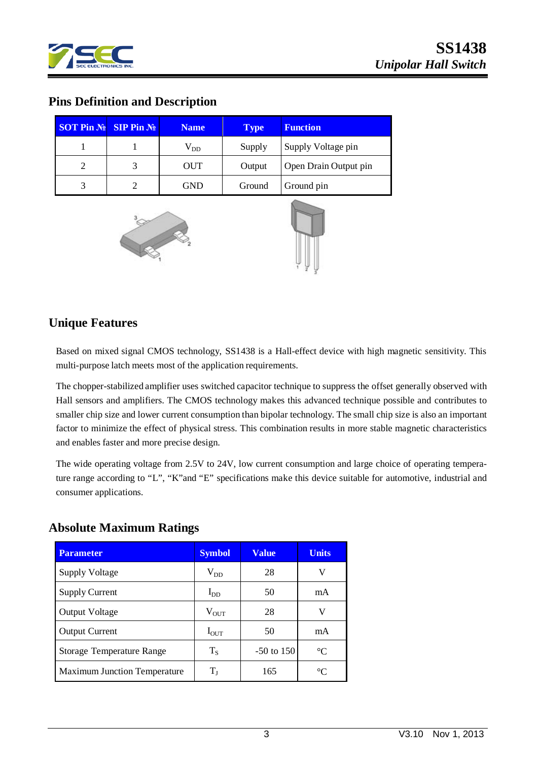## Pins Definition and Description

| SOT Pin № | SIP Pin № | Name | Type | Function |
|---|---|---|---|---|
| 1 | 1 | $V_{DD}$ | Supply | Supply Voltage pin |
| 2 | 3 | OUT | Output | Open Drain Output pin |
| 3 | 2 | GND | Ground | Ground pin |

## Unique Features

Based on mixed signal CMOS technology, SS1438 is a Hall-effect device with high magnetic sensitivity. This multi-purpose latch meets most of the application requirements.

The chopper-stabilized amplifier uses switched capacitor technique to suppress the offset generally observed with Hall sensors and amplifiers. The CMOS technology makes this advanced technique possible and contributes to smaller chip size and lower current consumption than bipolar technology. The small chip size is also an important factor to minimize the effect of physical stress. This combination results in more stable magnetic characteristics and enables faster and more precise design.

The wide operating voltage from 2.5V to 24V, low current consumption and large choice of operating temperature range according to "L", "K"and "E" specifications make this device suitable for automotive, industrial and consumer applications.

## Absolute Maximum Ratings

| Parameter | Symbol | Value | Units |
|---|---|---|---|
| Supply Voltage | $V_{DD}$ | 28 | V |
| Supply Current | $I_{DD}$ | 50 | mA |
| Output Voltage | $V_{OUT}$ | 28 | V |
| Output Current | $I_{OUT}$ | 50 | mA |
| Storage Temperature Range | $T_S$ | -50 to 150 | °C |
| Maximum Junction Temperature | $T_J$ | 165 | °C |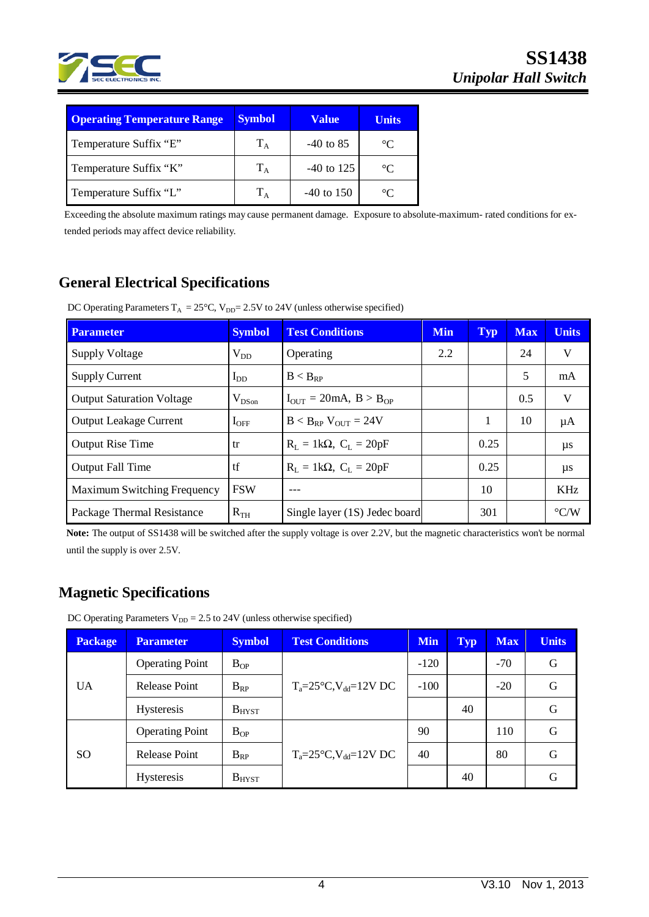| Operating Temperature Range | Symbol | Value | Units |
|---|---|---|---|
| Temperature Suffix “E” | $T_A$ | -40 to 85 | °C |
| Temperature Suffix “K” | $T_A$ | -40 to 125 | °C |
| Temperature Suffix “L” | $T_A$ | -40 to 150 | °C |

Exceeding the absolute maximum ratings may cause permanent damage. Exposure to absolute-maximum- rated conditions for extended periods may affect device reliability.

## General Electrical Specifications

DC Operating Parameters $T_A$ = 25°C, $V_{DD}$= 2.5V to 24V (unless otherwise specified)

| Parameter | Symbol | Test Conditions | Min | Typ | Max | Units |
|---|---|---|---|---|---|---|
| Supply Voltage | $V_{DD}$ | Operating | 2.2 | | 24 | V |
| Supply Current | $I_{DD}$ | $B < B_{RP}$ | | | 5 | mA |
| Output Saturation Voltage | $V_{DSon}$ | $I_{OUT}$ = 20mA, $B > B_{OP}$ | | | 0.5 | V |
| Output Leakage Current | $I_{OFF}$ | $B < B_{RP}$ $V_{OUT}$ = 24V | | 1 | 10 | µA |
| Output Rise Time | tr | $R_L$ = 1kΩ, $C_L$ = 20pF | | 0.25 | | µs |
| Output Fall Time | tf | $R_L$ = 1kΩ, $C_L$ = 20pF | | 0.25 | | µs |
| Maximum Switching Frequency | FSW | --- | | 10 | | KHz |
| Package Thermal Resistance | $R_{TH}$ | Single layer (1S) Jedec board | | 301 | | °C/W |

**Note:** The output of SS1438 will be switched after the supply voltage is over 2.2V, but the magnetic characteristics won't be normal until the supply is over 2.5V.

## Magnetic Specifications

DC Operating Parameters $V_{DD}$ = 2.5 to 24V (unless otherwise specified)

| Package | Parameter | Symbol | Test Conditions | Min | Typ | Max | Units |
|---|---|---|---|---|---|---|---|
| UA | Operating Point | $B_{OP}$ | $T_a$=25°C,$V_{dd}$=12V DC | -120 | | -70 | G |
| | Release Point | $B_{RP}$ | | -100 | | -20 | G |
| | Hysteresis | $B_{HYST}$ | | | 40 | | G |
| SO | Operating Point | $B_{OP}$ | $T_a$=25°C,$V_{dd}$=12V DC | 90 | | 110 | G |
| | Release Point | $B_{RP}$ | | 40 | | 80 | G |
| | Hysteresis | $B_{HYST}$ | | | 40 | | G |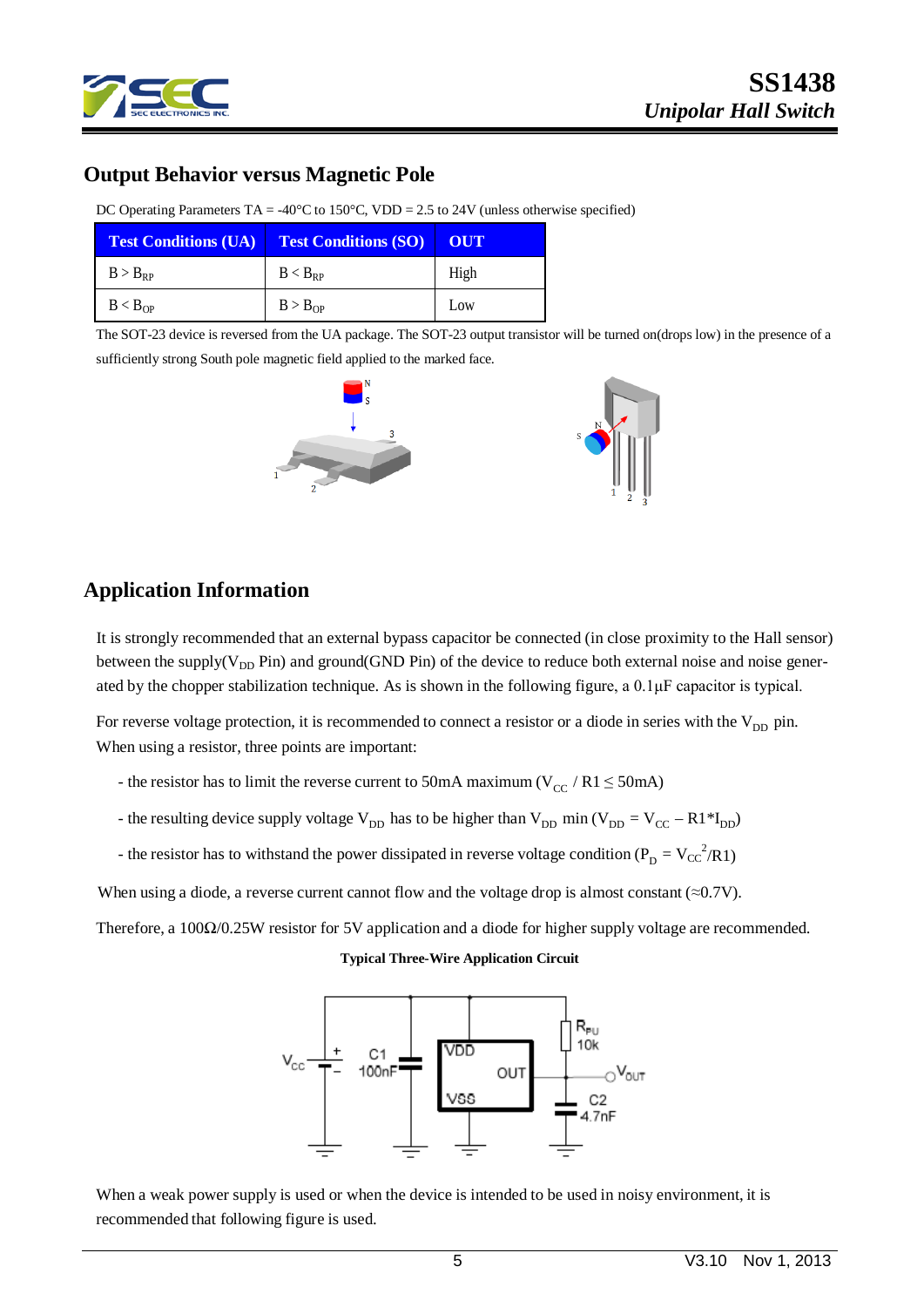## Output Behavior versus Magnetic Pole

DC Operating Parameters TA = -40°C to 150°C, VDD = 2.5 to 24V (unless otherwise specified)

| Test Conditions (UA) | Test Conditions (SO) | OUT |
|---|---|---|
| $B > B_{RP}$ | $B < B_{RP}$ | High |
| $B < B_{OP}$ | $B > B_{OP}$ | Low |

The SOT-23 device is reversed from the UA package. The SOT-23 output transistor will be turned on(drops low) in the presence of a sufficiently strong South pole magnetic field applied to the marked face.

## Application Information

It is strongly recommended that an external bypass capacitor be connected (in close proximity to the Hall sensor) between the supply($V_{DD}$ Pin) and ground(GND Pin) of the device to reduce both external noise and noise generated by the chopper stabilization technique. As is shown in the following figure, a 0.1μF capacitor is typical.

For reverse voltage protection, it is recommended to connect a resistor or a diode in series with the $V_{DD}$ pin. When using a resistor, three points are important:

- the resistor has to limit the reverse current to 50mA maximum ($V_{CC}$ / R1 ≤ 50mA)
- the resulting device supply voltage $V_{DD}$ has to be higher than $V_{DD}$ min ($V_{DD} = V_{CC} – R1*I_{DD}$)
- the resistor has to withstand the power dissipated in reverse voltage condition ($P_D = V_{CC}^2/R1$)

When using a diode, a reverse current cannot flow and the voltage drop is almost constant (≈0.7V).

Therefore, a 100Ω/0.25W resistor for 5V application and a diode for higher supply voltage are recommended.

**Typical Three-Wire Application Circuit**

When a weak power supply is used or when the device is intended to be used in noisy environment, it is recommended that following figure is used.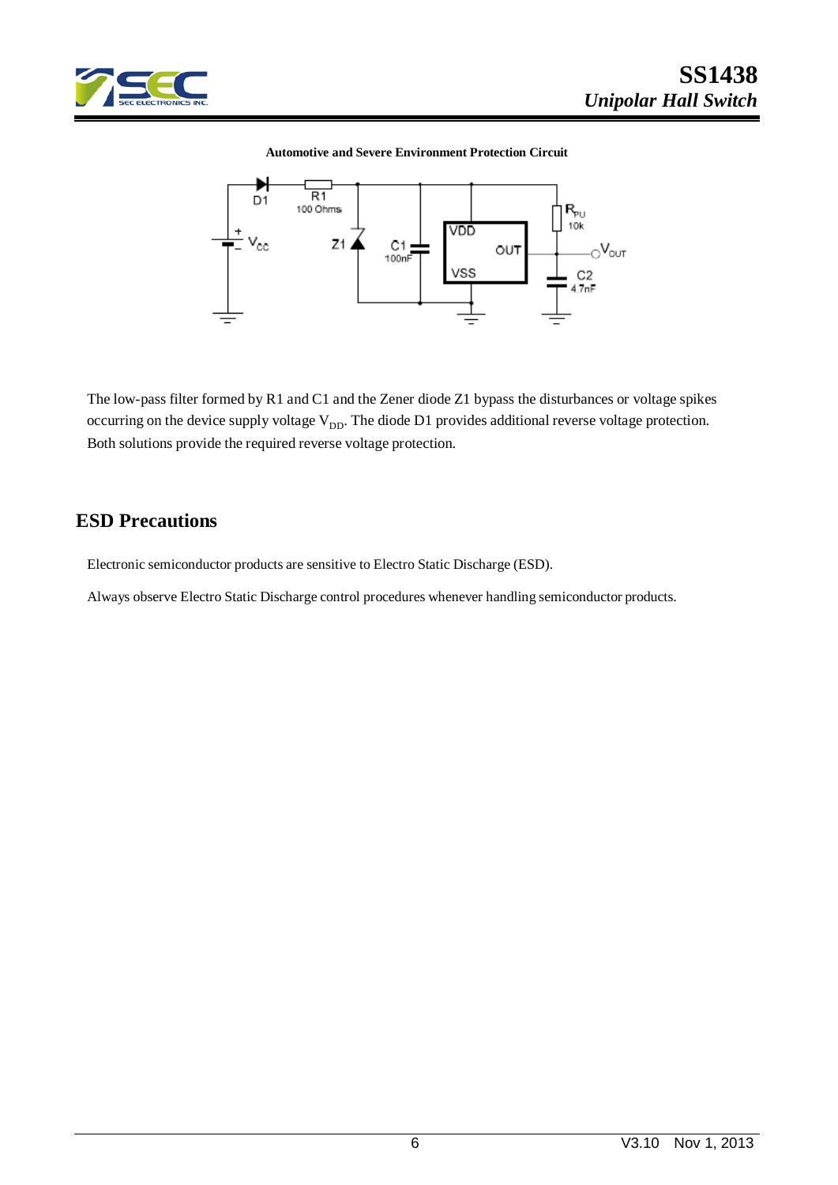**Automotive and Severe Environment Protection Circuit**

The low-pass filter formed by R1 and C1 and the Zener diode Z1 bypass the disturbances or voltage spikes occurring on the device supply voltage $V_{DD}$. The diode D1 provides additional reverse voltage protection. Both solutions provide the required reverse voltage protection.

## ESD Precautions

Electronic semiconductor products are sensitive to Electro Static Discharge (ESD).

Always observe Electro Static Discharge control procedures whenever handling semiconductor products.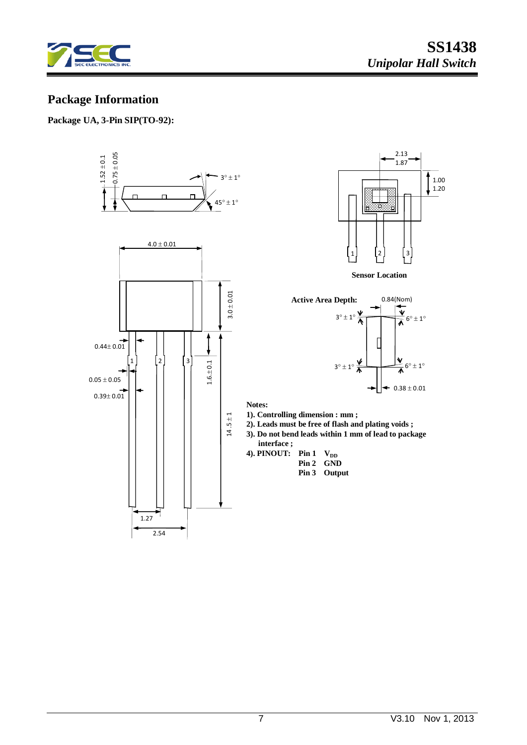## Package Information

**Package UA, 3-Pin SIP(TO-92):**

**Sensor Location**

**Active Area Depth:** 0.84(Nom)

**Notes:**

**1). Controlling dimension : mm ;**

**2). Leads must be free of flash and plating voids ;**

**3). Do not bend leads within 1 mm of lead to package interface ;**

**4). PINOUT:**

| | |
|---|---|
| **Pin 1** | $V_{DD}$ |
| **Pin 2** | **GND** |
| **Pin 3** | **Output** |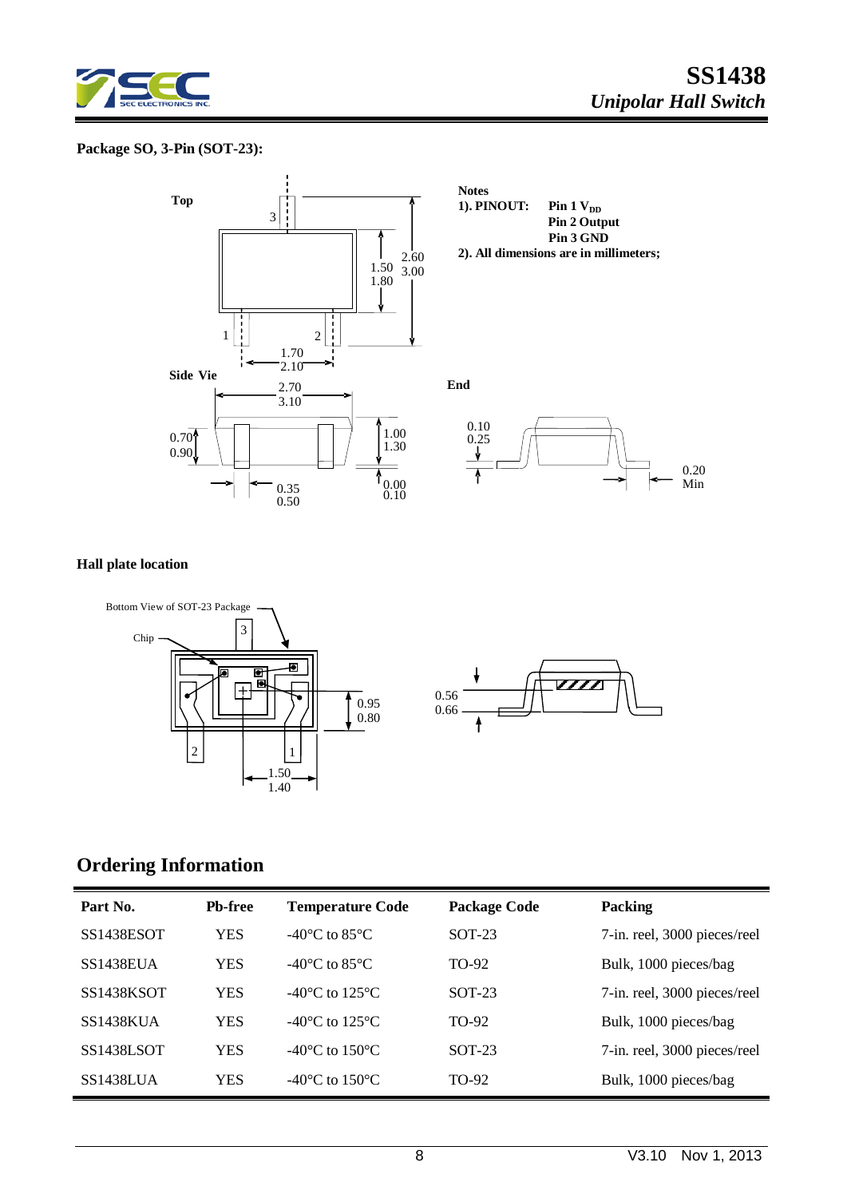**Package SO, 3-Pin (SOT-23):**

Top

3

1.50
1.80

2.60
3.00

1 2

1.70
2.10

Notes
1). PINOUT: Pin 1 $V_{DD}$
Pin 2 Output
Pin 3 GND
2). All dimensions are in millimeters;

Side Vie

2.70
3.10

0.70
0.90

1.00
1.30

0.35
0.50

0.00
0.10

End

0.10
0.25

0.20
Min

**Hall plate location**

Bottom View of SOT-23 Package

Chip

3

2 1

0.95
0.80

1.50
1.40

0.56
0.66

## Ordering Information

| Part No. | Pb-free | Temperature Code | Package Code | Packing |
|---|---|---|---|---|
| SS1438ESOT | YES | -40°C to 85°C | SOT-23 | 7-in. reel, 3000 pieces/reel |
| SS1438EUA | YES | -40°C to 85°C | TO-92 | Bulk, 1000 pieces/bag |
| SS1438KSOT | YES | -40°C to 125°C | SOT-23 | 7-in. reel, 3000 pieces/reel |
| SS1438KUA | YES | -40°C to 125°C | TO-92 | Bulk, 1000 pieces/bag |
| SS1438LSOT | YES | -40°C to 150°C | SOT-23 | 7-in. reel, 3000 pieces/reel |
| SS1438LUA | YES | -40°C to 150°C | TO-92 | Bulk, 1000 pieces/bag |